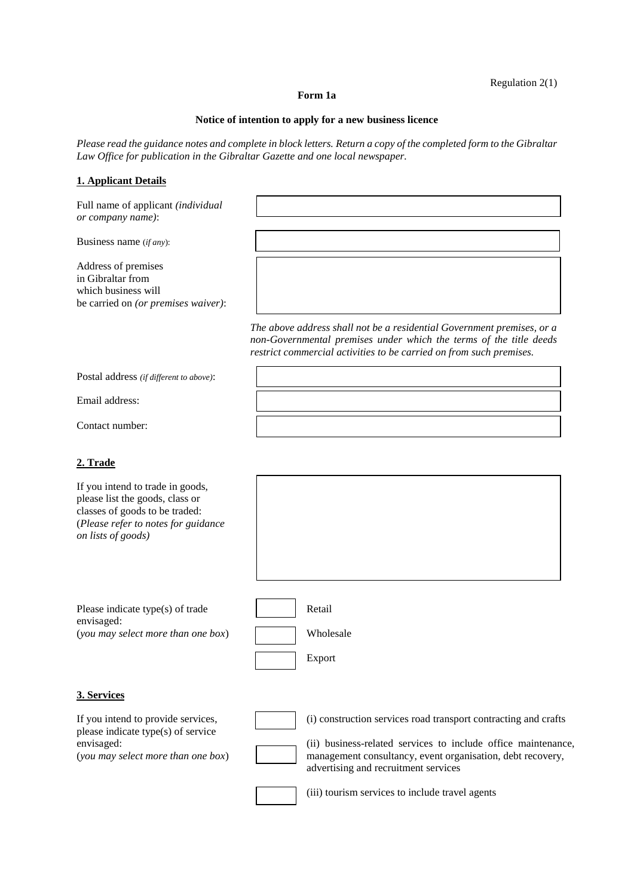Regulation 2(1)

**Form 1a**

**Notice of intention to apply for a new business licence**

*Please read the guidance notes and complete in block letters. Return a copy of the completed form to the Gibraltar Law Office for publication in the Gibraltar Gazette and one local newspaper.*

## 1. Applicant Details

Full name of applicant *(individual or company name)*:

Business name (*if any*):

Address of premises in Gibraltar from which business will be carried on *(or premises waiver)*:

*The above address shall not be a residential Government premises, or a non-Governmental premises under which the terms of the title deeds restrict commercial activities to be carried on from such premises.*

Postal address *(if different to above)*:

Email address:

Contact number:

## 2. Trade

If you intend to trade in goods, please list the goods, class or classes of goods to be traded: (*Please refer to notes for guidance on lists of goods)*

Please indicate type(s) of trade envisaged: (*you may select more than one box*)

- [ ] Retail
- [ ] Wholesale
- [ ] Export

## 3. Services

If you intend to provide services, please indicate type(s) of service envisaged: (*you may select more than one box*)

- [ ] (i) construction services road transport contracting and crafts
- [ ] (ii) business-related services to include office maintenance, management consultancy, event organisation, debt recovery, advertising and recruitment services
- [ ] (iii) tourism services to include travel agents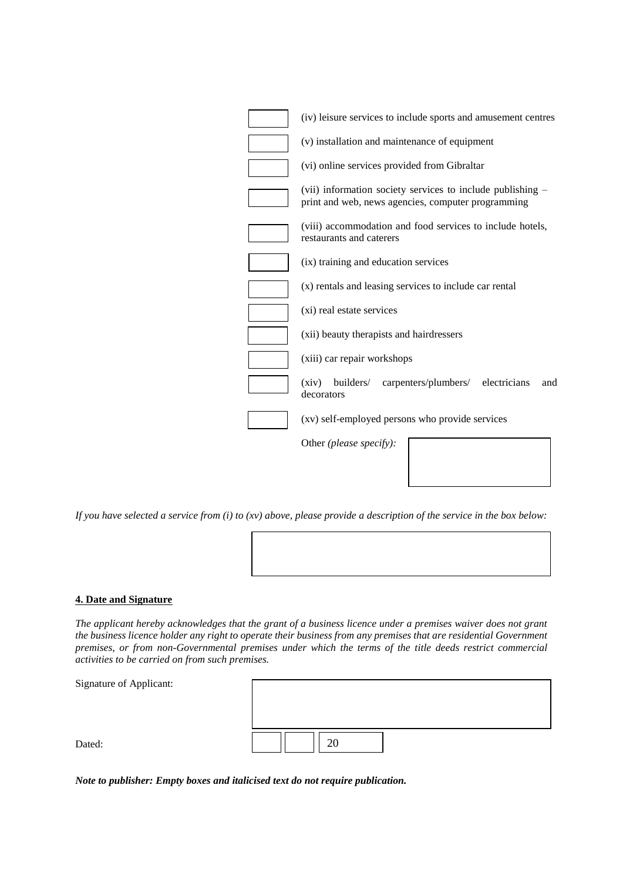- (iv) leisure services to include sports and amusement centres
- (v) installation and maintenance of equipment
- (vi) online services provided from Gibraltar
- (vii) information society services to include publishing – print and web, news agencies, computer programming
- (viii) accommodation and food services to include hotels, restaurants and caterers
- (ix) training and education services
- (x) rentals and leasing services to include car rental
- (xi) real estate services
- (xii) beauty therapists and hairdressers
- (xiii) car repair workshops
- (xiv) builders/ carpenters/plumbers/ electricians and decorators
- (xv) self-employed persons who provide services

Other *(please specify):*

*If you have selected a service from (i) to (xv) above, please provide a description of the service in the box below:*

**4. Date and Signature**

*The applicant hereby acknowledges that the grant of a business licence under a premises waiver does not grant the business licence holder any right to operate their business from any premises that are residential Government premises, or from non-Governmental premises under which the terms of the title deeds restrict commercial activities to be carried on from such premises.*

Signature of Applicant:

Dated: 20

***Note to publisher: Empty boxes and italicised text do not require publication.***